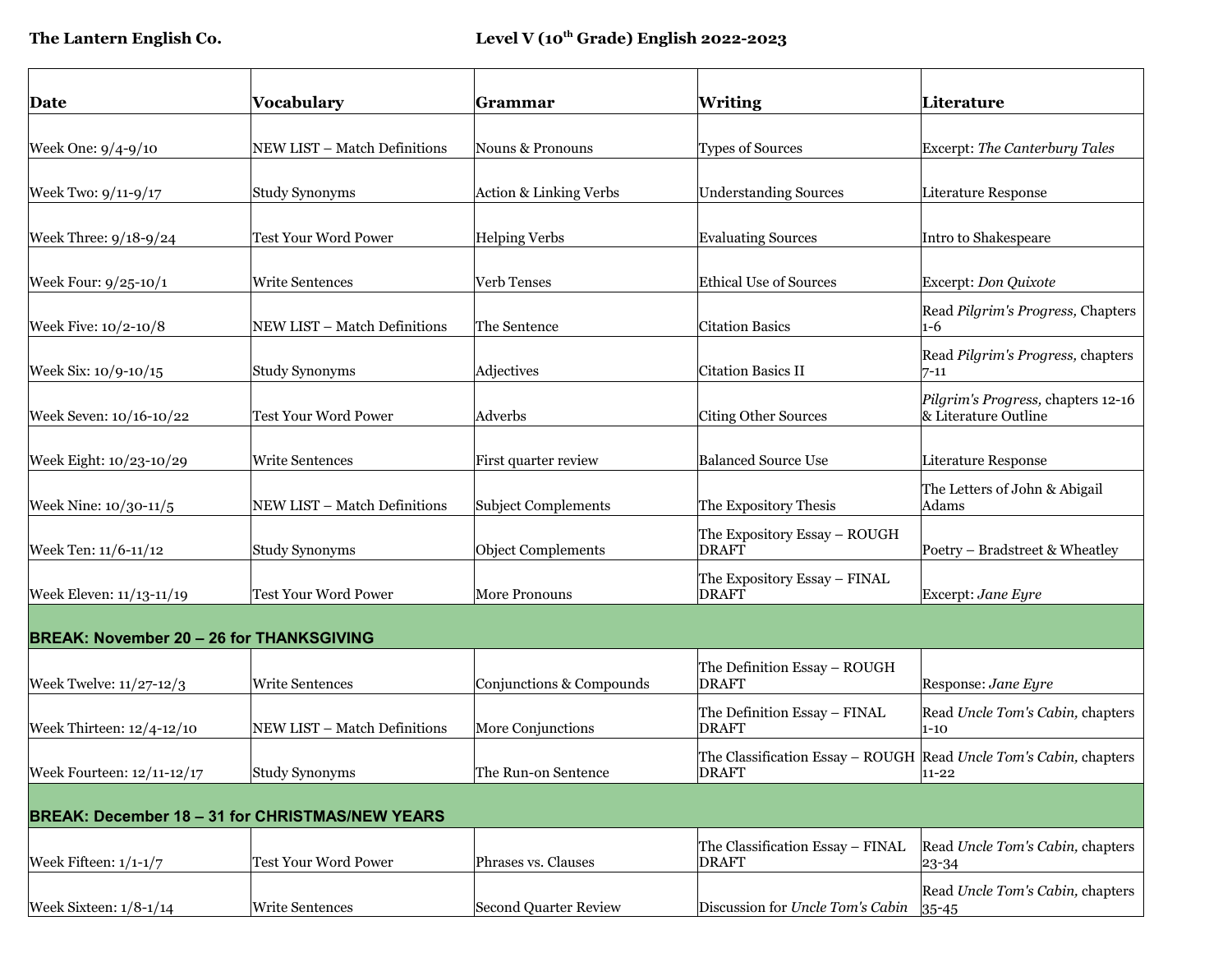**The Lantern English Co.** **Level V (10th Grade) English 2022-2023**

| Date | Vocabulary | Grammar | Writing | Literature |
|---|---|---|---|---|
| Week One: 9/4-9/10 | NEW LIST – Match Definitions | Nouns & Pronouns | Types of Sources | Excerpt: *The Canterbury Tales* |
| Week Two: 9/11-9/17 | Study Synonyms | Action & Linking Verbs | Understanding Sources | Literature Response |
| Week Three: 9/18-9/24 | Test Your Word Power | Helping Verbs | Evaluating Sources | Intro to Shakespeare |
| Week Four: 9/25-10/1 | Write Sentences | Verb Tenses | Ethical Use of Sources | Excerpt: *Don Quixote* |
| Week Five: 10/2-10/8 | NEW LIST – Match Definitions | The Sentence | Citation Basics | Read *Pilgrim's Progress,* Chapters 1-6 |
| Week Six: 10/9-10/15 | Study Synonyms | Adjectives | Citation Basics II | Read *Pilgrim's Progress,* chapters 7-11 |
| Week Seven: 10/16-10/22 | Test Your Word Power | Adverbs | Citing Other Sources | *Pilgrim's Progress,* chapters 12-16 & Literature Outline |
| Week Eight: 10/23-10/29 | Write Sentences | First quarter review | Balanced Source Use | Literature Response |
| Week Nine: 10/30-11/5 | NEW LIST – Match Definitions | Subject Complements | The Expository Thesis | The Letters of John & Abigail Adams |
| Week Ten: 11/6-11/12 | Study Synonyms | Object Complements | The Expository Essay – ROUGH DRAFT | Poetry – Bradstreet & Wheatley |
| Week Eleven: 11/13-11/19 | Test Your Word Power | More Pronouns | The Expository Essay – FINAL DRAFT | Excerpt: *Jane Eyre* |
| **BREAK: November 20 – 26 for THANKSGIVING** | | | | |
| Week Twelve: 11/27-12/3 | Write Sentences | Conjunctions & Compounds | The Definition Essay – ROUGH DRAFT | Response: *Jane Eyre* |
| Week Thirteen: 12/4-12/10 | NEW LIST – Match Definitions | More Conjunctions | The Definition Essay – FINAL DRAFT | Read *Uncle Tom's Cabin,* chapters 1-10 |
| Week Fourteen: 12/11-12/17 | Study Synonyms | The Run-on Sentence | The Classification Essay – ROUGH DRAFT | Read *Uncle Tom's Cabin,* chapters 11-22 |
| **BREAK: December 18 – 31 for CHRISTMAS/NEW YEARS** | | | | |
| Week Fifteen: 1/1-1/7 | Test Your Word Power | Phrases vs. Clauses | The Classification Essay – FINAL DRAFT | Read *Uncle Tom's Cabin,* chapters 23-34 |
| Week Sixteen: 1/8-1/14 | Write Sentences | Second Quarter Review | Discussion for *Uncle Tom's Cabin* | Read *Uncle Tom's Cabin,* chapters 35-45 |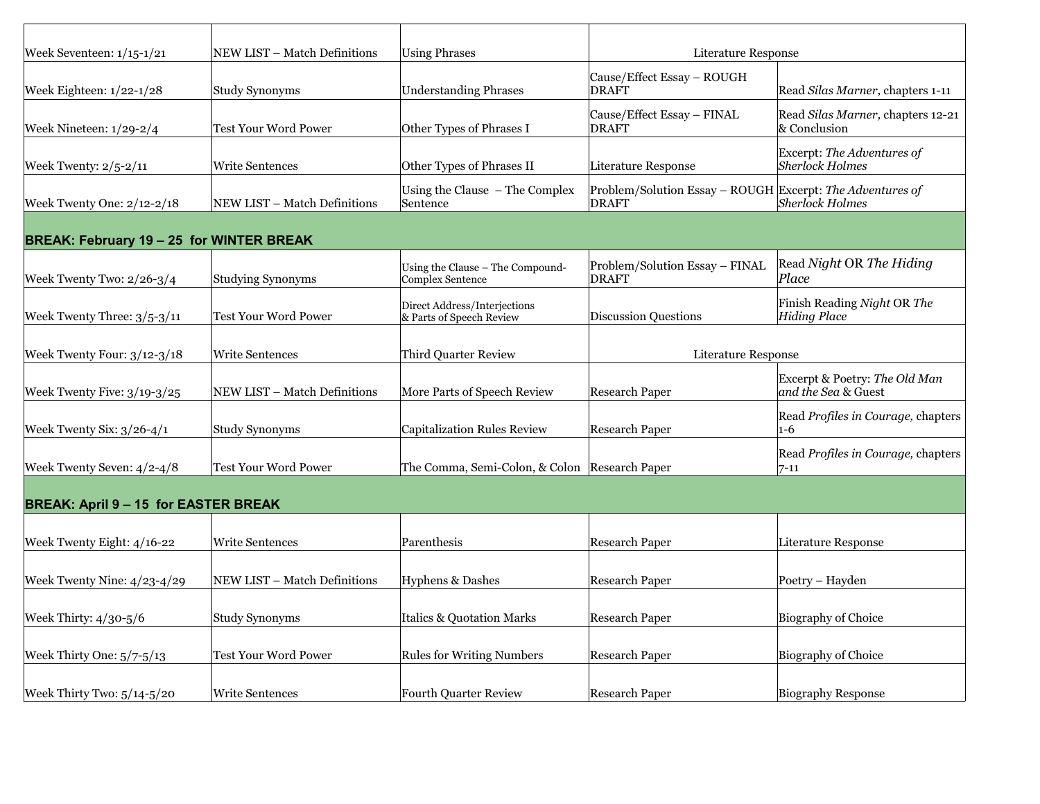| | | | | |
|---|---|---|---|---|
| Week Seventeen: 1/15-1/21 | NEW LIST – Match Definitions | Using Phrases | Literature Response | |
| Week Eighteen: 1/22-1/28 | Study Synonyms | Understanding Phrases | Cause/Effect Essay – ROUGH DRAFT | Read *Silas Marner,* chapters 1-11 |
| Week Nineteen: 1/29-2/4 | Test Your Word Power | Other Types of Phrases I | Cause/Effect Essay – FINAL DRAFT | Read *Silas Marner,* chapters 12-21 & Conclusion |
| Week Twenty: 2/5-2/11 | Write Sentences | Other Types of Phrases II | Literature Response | Excerpt: *The Adventures of Sherlock Holmes* |
| Week Twenty One: 2/12-2/18 | NEW LIST – Match Definitions | Using the Clause – The Complex Sentence | Problem/Solution Essay – ROUGH DRAFT | Excerpt: *The Adventures of Sherlock Holmes* |
| **BREAK: February 19 – 25 for WINTER BREAK** | | | | |
| Week Twenty Two: 2/26-3/4 | Studying Synonyms | Using the Clause – The Compound-Complex Sentence | Problem/Solution Essay – FINAL DRAFT | Read *Night* OR *The Hiding Place* |
| Week Twenty Three: 3/5-3/11 | Test Your Word Power | Direct Address/Interjections & Parts of Speech Review | Discussion Questions | Finish Reading *Night* OR *The Hiding Place* |
| Week Twenty Four: 3/12-3/18 | Write Sentences | Third Quarter Review | Literature Response | |
| Week Twenty Five: 3/19-3/25 | NEW LIST – Match Definitions | More Parts of Speech Review | Research Paper | Excerpt & Poetry: *The Old Man and the Sea* & Guest |
| Week Twenty Six: 3/26-4/1 | Study Synonyms | Capitalization Rules Review | Research Paper | Read *Profiles in Courage,* chapters 1-6 |
| Week Twenty Seven: 4/2-4/8 | Test Your Word Power | The Comma, Semi-Colon, & Colon | Research Paper | Read *Profiles in Courage,* chapters 7-11 |
| **BREAK: April 9 – 15 for EASTER BREAK** | | | | |
| Week Twenty Eight: 4/16-22 | Write Sentences | Parenthesis | Research Paper | Literature Response |
| Week Twenty Nine: 4/23-4/29 | NEW LIST – Match Definitions | Hyphens & Dashes | Research Paper | Poetry – Hayden |
| Week Thirty: 4/30-5/6 | Study Synonyms | Italics & Quotation Marks | Research Paper | Biography of Choice |
| Week Thirty One: 5/7-5/13 | Test Your Word Power | Rules for Writing Numbers | Research Paper | Biography of Choice |
| Week Thirty Two: 5/14-5/20 | Write Sentences | Fourth Quarter Review | Research Paper | Biography Response |